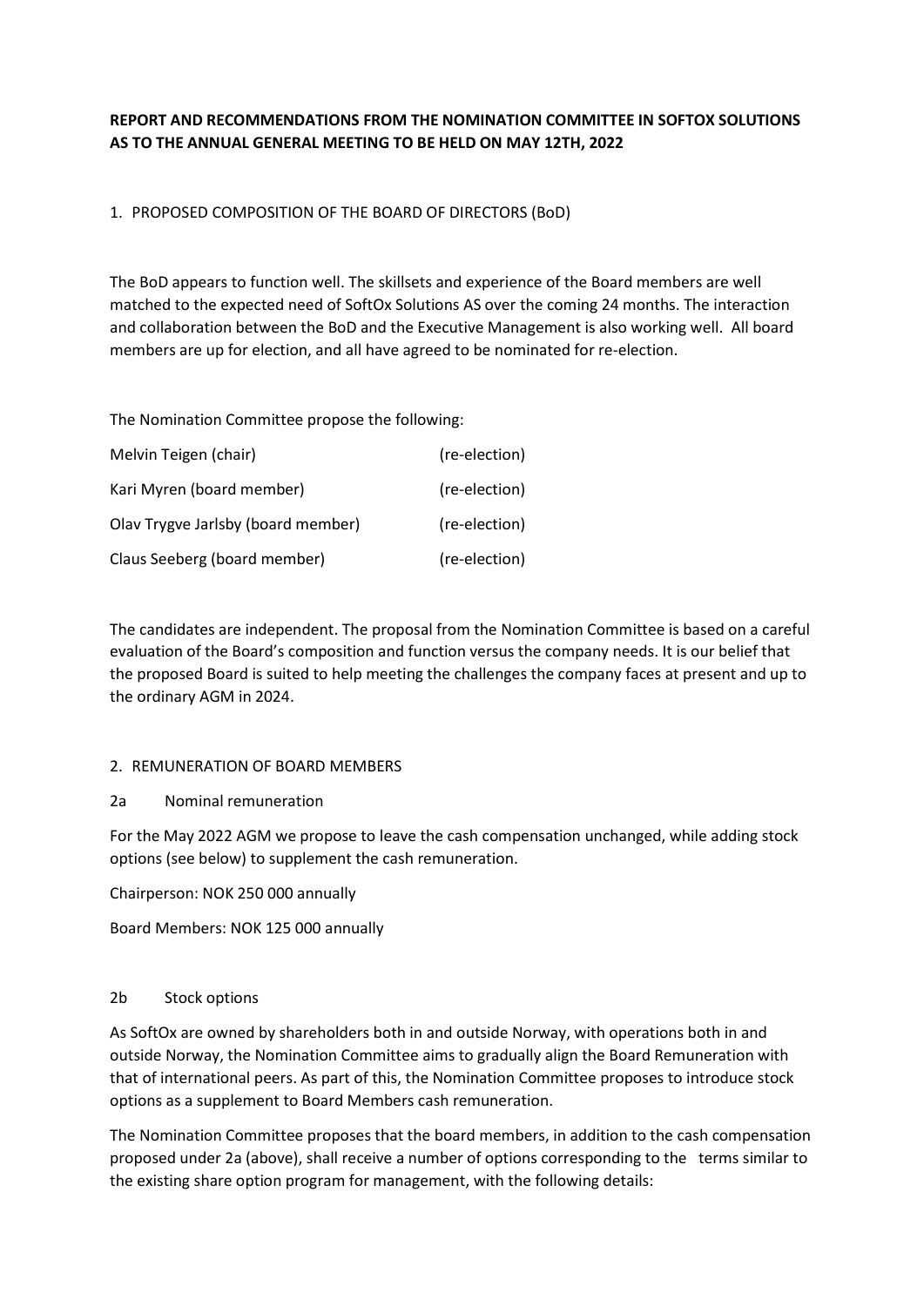**REPORT AND RECOMMENDATIONS FROM THE NOMINATION COMMITTEE IN SOFTOX SOLUTIONS AS TO THE ANNUAL GENERAL MEETING TO BE HELD ON MAY 12TH, 2022**

1. PROPOSED COMPOSITION OF THE BOARD OF DIRECTORS (BoD)

The BoD appears to function well. The skillsets and experience of the Board members are well matched to the expected need of SoftOx Solutions AS over the coming 24 months. The interaction and collaboration between the BoD and the Executive Management is also working well. All board members are up for election, and all have agreed to be nominated for re-election.

The Nomination Committee propose the following:

| | |
|---|---|
| Melvin Teigen (chair) | (re-election) |
| Kari Myren (board member) | (re-election) |
| Olav Trygve Jarlsby (board member) | (re-election) |
| Claus Seeberg (board member) | (re-election) |

The candidates are independent. The proposal from the Nomination Committee is based on a careful evaluation of the Board's composition and function versus the company needs. It is our belief that the proposed Board is suited to help meeting the challenges the company faces at present and up to the ordinary AGM in 2024.

2. REMUNERATION OF BOARD MEMBERS

2a Nominal remuneration

For the May 2022 AGM we propose to leave the cash compensation unchanged, while adding stock options (see below) to supplement the cash remuneration.

Chairperson: NOK 250 000 annually

Board Members: NOK 125 000 annually

2b Stock options

As SoftOx are owned by shareholders both in and outside Norway, with operations both in and outside Norway, the Nomination Committee aims to gradually align the Board Remuneration with that of international peers. As part of this, the Nomination Committee proposes to introduce stock options as a supplement to Board Members cash remuneration.

The Nomination Committee proposes that the board members, in addition to the cash compensation proposed under 2a (above), shall receive a number of options corresponding to the terms similar to the existing share option program for management, with the following details: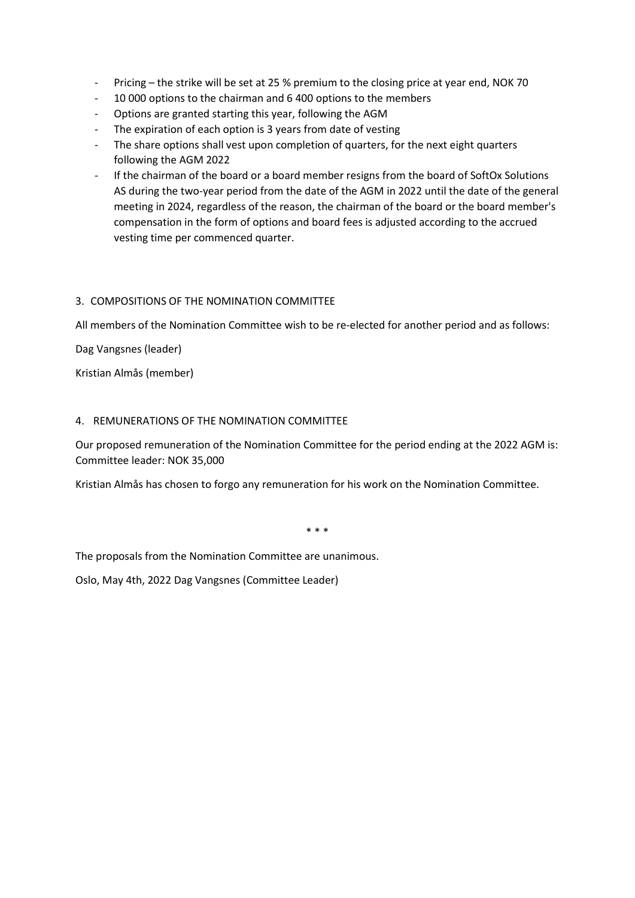- Pricing – the strike will be set at 25 % premium to the closing price at year end, NOK 70
- 10 000 options to the chairman and 6 400 options to the members
- Options are granted starting this year, following the AGM
- The expiration of each option is 3 years from date of vesting
- The share options shall vest upon completion of quarters, for the next eight quarters following the AGM 2022
- If the chairman of the board or a board member resigns from the board of SoftOx Solutions AS during the two-year period from the date of the AGM in 2022 until the date of the general meeting in 2024, regardless of the reason, the chairman of the board or the board member's compensation in the form of options and board fees is adjusted according to the accrued vesting time per commenced quarter.

## 3. COMPOSITIONS OF THE NOMINATION COMMITTEE

All members of the Nomination Committee wish to be re-elected for another period and as follows:

Dag Vangsnes (leader)

Kristian Almås (member)

## 4. REMUNERATIONS OF THE NOMINATION COMMITTEE

Our proposed remuneration of the Nomination Committee for the period ending at the 2022 AGM is: Committee leader: NOK 35,000

Kristian Almås has chosen to forgo any remuneration for his work on the Nomination Committee.

\* \* \*

The proposals from the Nomination Committee are unanimous.

Oslo, May 4th, 2022 Dag Vangsnes (Committee Leader)